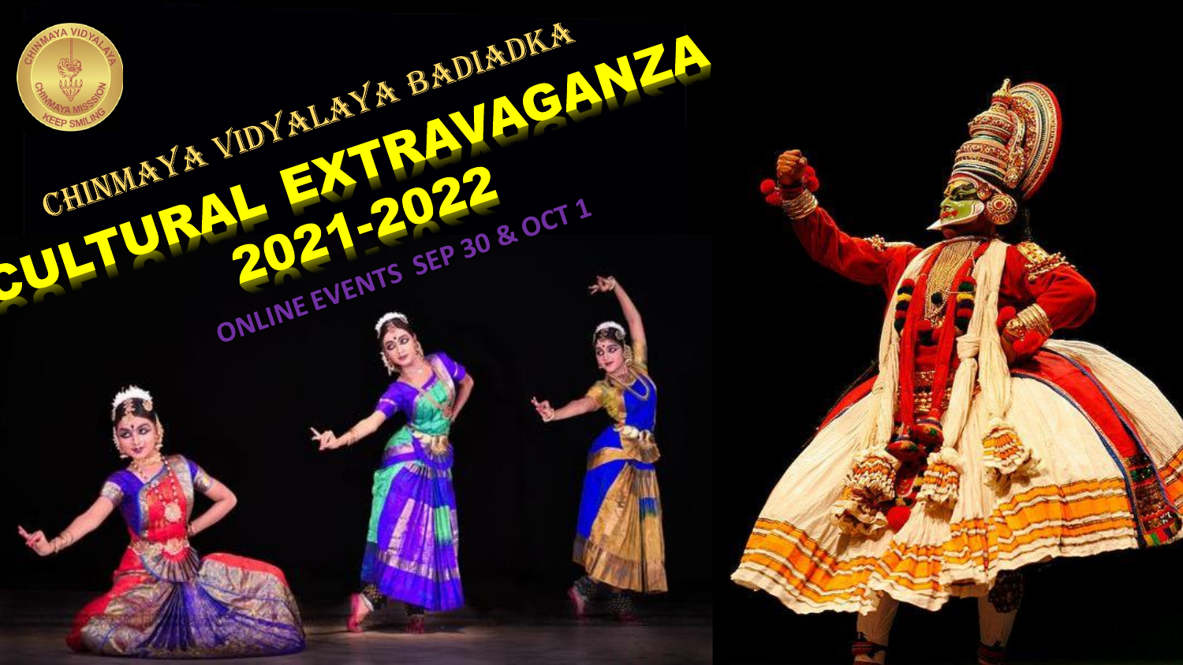# CHINMAYA VIDYALAYA BADIADKA

# CULTURAL EXTRAVAGANZA 2021-2022

ONLINE EVENTS SEP 30 & OCT 1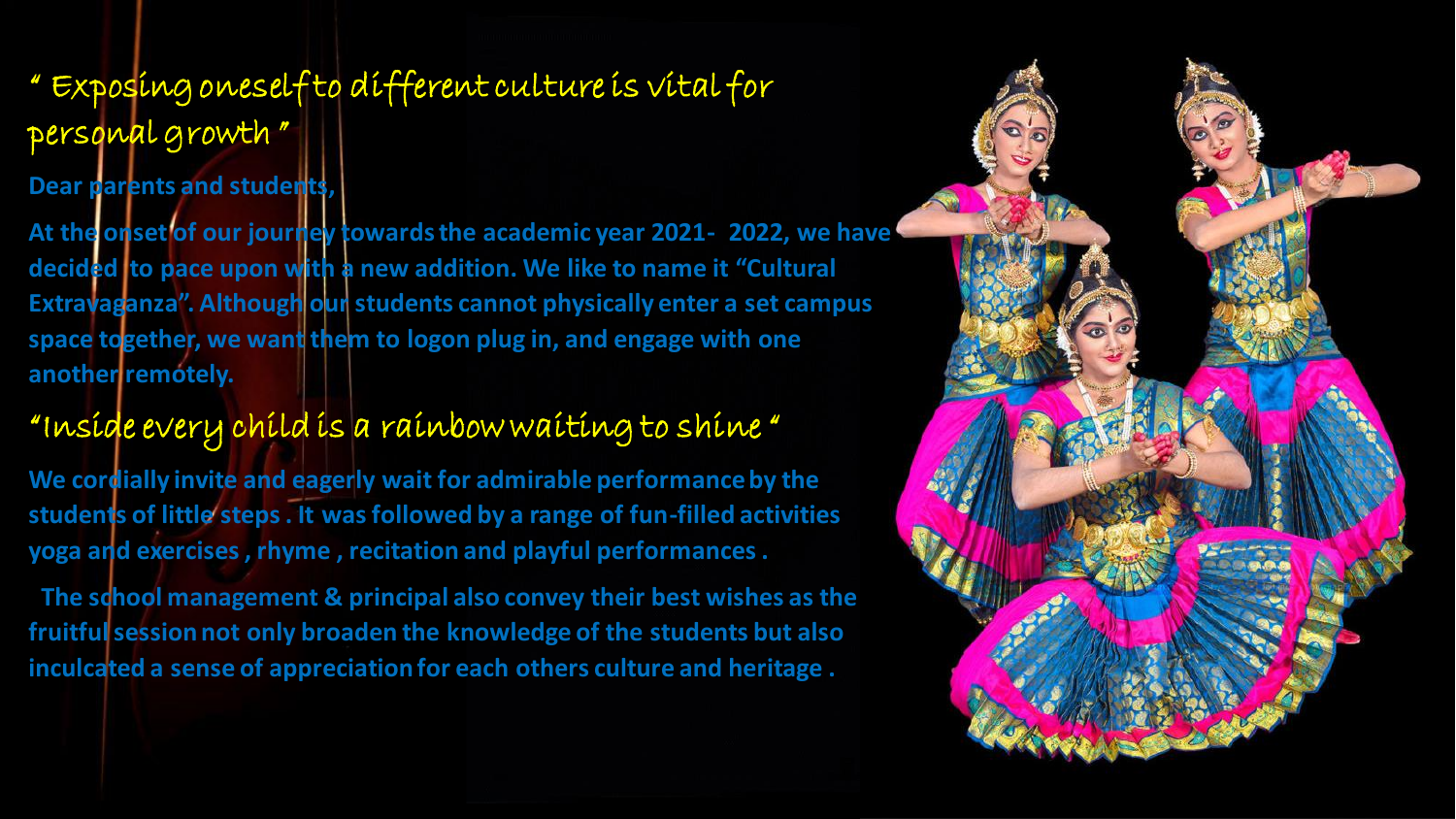## " Exposing oneself to different culture is vital for personal growth "

**Dear parents and students,**

**At the onset of our journey towards the academic year 2021- 2022, we have decided to pace upon with a new addition. We like to name it "Cultural Extravaganza". Although our students cannot physically enter a set campus space together, we want them to logon plug in, and engage with one another remotely.**

## "Inside every child is a rainbow waiting to shine "

**We cordially invite and eagerly wait for admirable performance by the students of little steps . It was followed by a range of fun-filled activities yoga and exercises , rhyme , recitation and playful performances .**

**The school management & principal also convey their best wishes as the fruitful session not only broaden the knowledge of the students but also inculcated a sense of appreciation for each others culture and heritage .**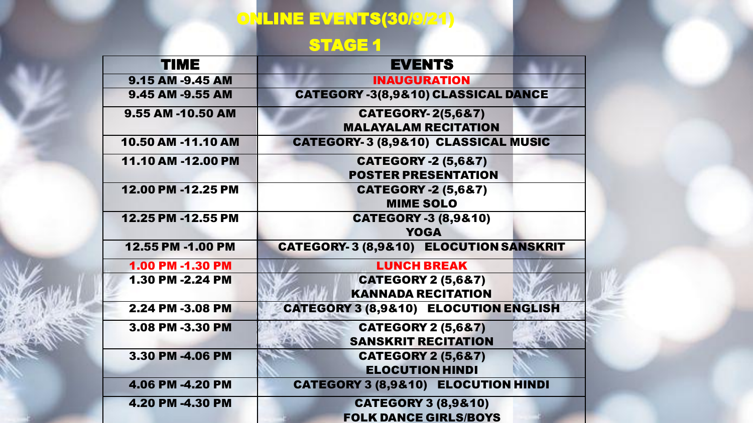# ONLINE EVENTS(30/9/21)

## STAGE 1

| TIME | EVENTS |
| --- | --- |
| 9.15 AM -9.45 AM | INAUGURATION |
| 9.45 AM -9.55 AM | CATEGORY -3(8,9&10) CLASSICAL DANCE |
| 9.55 AM -10.50 AM | CATEGORY- 2(5,6&7) MALAYALAM RECITATION |
| 10.50 AM -11.10 AM | CATEGORY- 3 (8,9&10) CLASSICAL MUSIC |
| 11.10 AM -12.00 PM | CATEGORY -2 (5,6&7) POSTER PRESENTATION |
| 12.00 PM -12.25 PM | CATEGORY -2 (5,6&7) MIME SOLO |
| 12.25 PM -12.55 PM | CATEGORY -3 (8,9&10) YOGA |
| 12.55 PM -1.00 PM | CATEGORY- 3 (8,9&10) ELOCUTION SANSKRIT |
| 1.00 PM -1.30 PM | LUNCH BREAK |
| 1.30 PM -2.24 PM | CATEGORY 2 (5,6&7) KANNADA RECITATION |
| 2.24 PM -3.08 PM | CATEGORY 3 (8,9&10) ELOCUTION ENGLISH |
| 3.08 PM -3.30 PM | CATEGORY 2 (5,6&7) SANSKRIT RECITATION |
| 3.30 PM -4.06 PM | CATEGORY 2 (5,6&7) ELOCUTION HINDI |
| 4.06 PM -4.20 PM | CATEGORY 3 (8,9&10) ELOCUTION HINDI |
| 4.20 PM -4.30 PM | CATEGORY 3 (8,9&10) FOLK DANCE GIRLS/BOYS |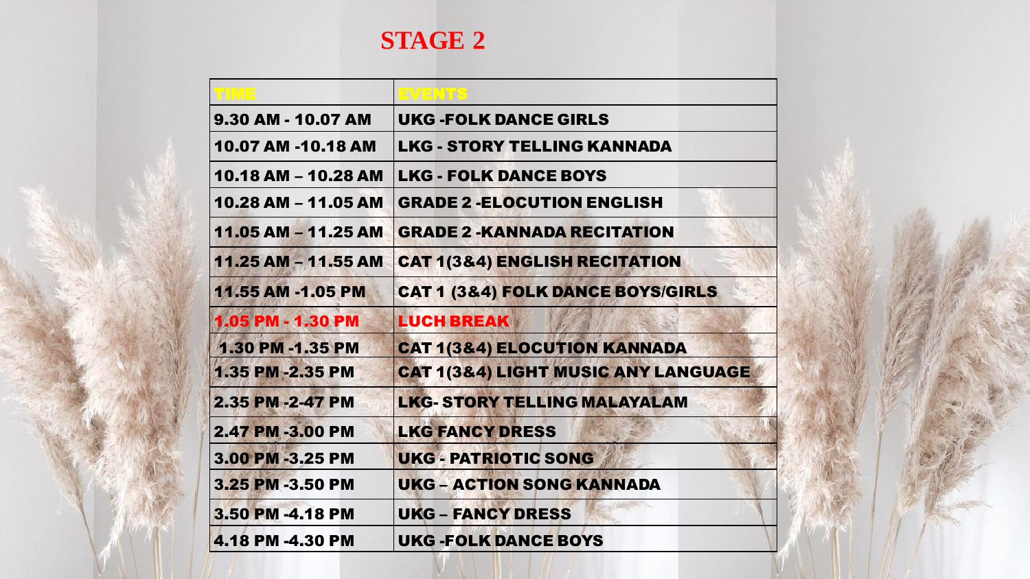# STAGE 2

| TIME | EVENTS |
| --- | --- |
| 9.30 AM - 10.07 AM | UKG -FOLK DANCE GIRLS |
| 10.07 AM -10.18 AM | LKG - STORY TELLING KANNADA |
| 10.18 AM – 10.28 AM | LKG - FOLK DANCE BOYS |
| 10.28 AM – 11.05 AM | GRADE 2 -ELOCUTION ENGLISH |
| 11.05 AM – 11.25 AM | GRADE 2 -KANNADA RECITATION |
| 11.25 AM – 11.55 AM | CAT 1(3&4) ENGLISH RECITATION |
| 11.55 AM -1.05 PM | CAT 1 (3&4) FOLK DANCE BOYS/GIRLS |
| 1.05 PM - 1.30 PM | LUCH BREAK |
| 1.30 PM -1.35 PM | CAT 1(3&4) ELOCUTION KANNADA |
| 1.35 PM -2.35 PM | CAT 1(3&4) LIGHT MUSIC ANY LANGUAGE |
| 2.35 PM -2-47 PM | LKG- STORY TELLING MALAYALAM |
| 2.47 PM -3.00 PM | LKG FANCY DRESS |
| 3.00 PM -3.25 PM | UKG - PATRIOTIC SONG |
| 3.25 PM -3.50 PM | UKG – ACTION SONG KANNADA |
| 3.50 PM -4.18 PM | UKG – FANCY DRESS |
| 4.18 PM -4.30 PM | UKG -FOLK DANCE BOYS |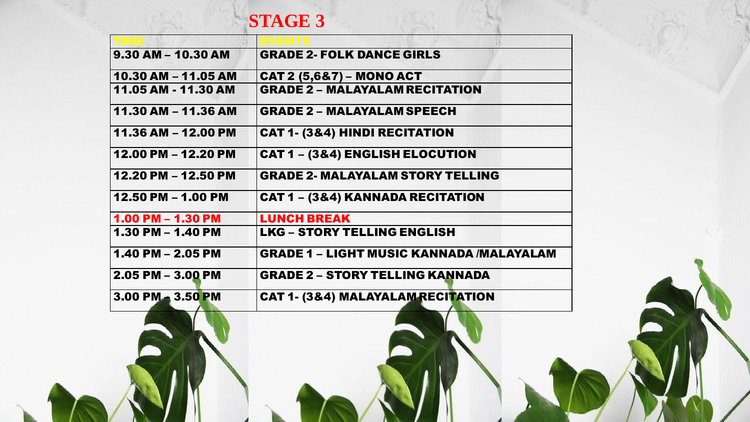# STAGE 3

| TIME | EVENTS |
|---|---|
| 9.30 AM – 10.30 AM | GRADE 2- FOLK DANCE GIRLS |
| 10.30 AM – 11.05 AM | CAT 2 (5,6&7) – MONO ACT |
| 11.05 AM - 11.30 AM | GRADE 2 – MALAYALAM RECITATION |
| 11.30 AM – 11.36 AM | GRADE 2 – MALAYALAM SPEECH |
| 11.36 AM – 12.00 PM | CAT 1- (3&4) HINDI RECITATION |
| 12.00 PM – 12.20 PM | CAT 1 – (3&4) ENGLISH ELOCUTION |
| 12.20 PM – 12.50 PM | GRADE 2- MALAYALAM STORY TELLING |
| 12.50 PM – 1.00 PM | CAT 1 – (3&4) KANNADA RECITATION |
| 1.00 PM – 1.30 PM | LUNCH BREAK |
| 1.30 PM – 1.40 PM | LKG – STORY TELLING ENGLISH |
| 1.40 PM – 2.05 PM | GRADE 1 – LIGHT MUSIC KANNADA /MALAYALAM |
| 2.05 PM – 3.00 PM | GRADE 2 – STORY TELLING KANNADA |
| 3.00 PM – 3.50 PM | CAT 1- (3&4) MALAYALAM RECITATION |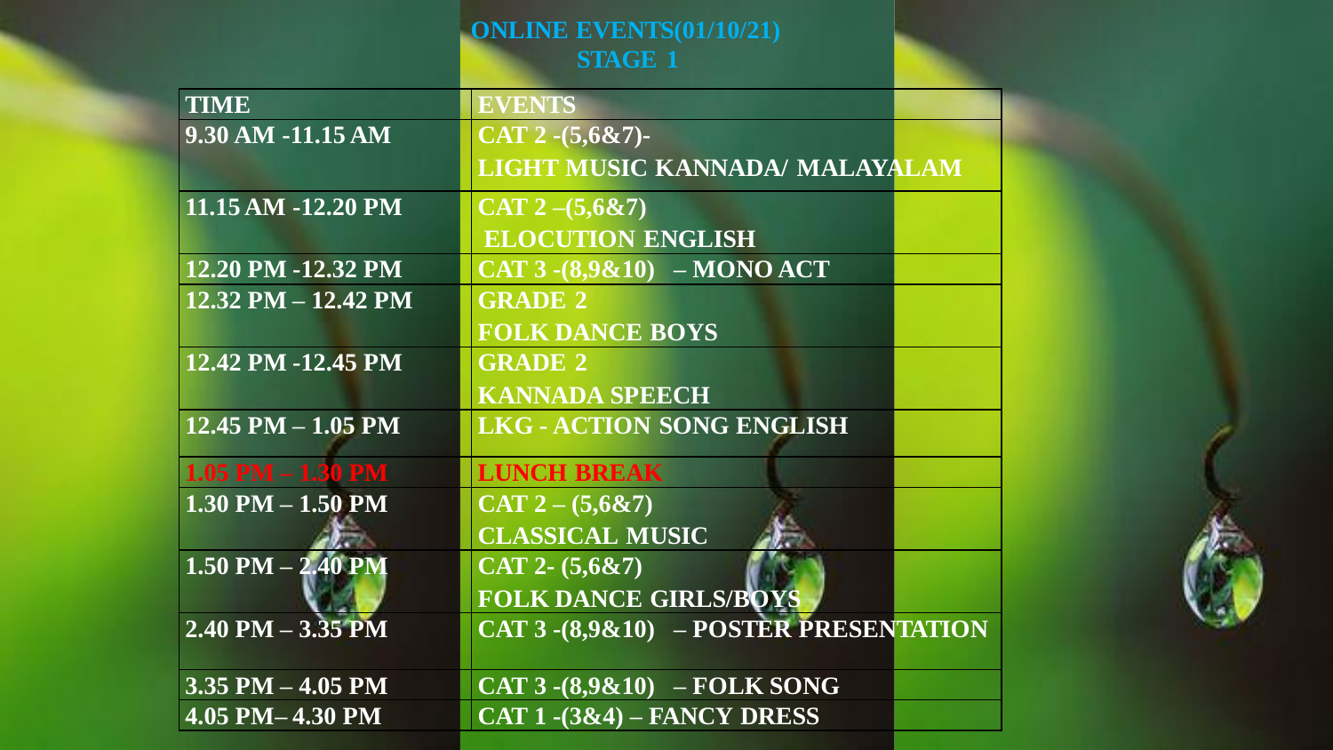# ONLINE EVENTS(01/10/21)
## STAGE 1

| TIME | EVENTS |
|---|---|
| 9.30 AM -11.15 AM | CAT 2 -(5,6&7)- LIGHT MUSIC KANNADA/ MALAYALAM |
| 11.15 AM -12.20 PM | CAT 2 –(5,6&7) ELOCUTION ENGLISH |
| 12.20 PM -12.32 PM | CAT 3 -(8,9&10) – MONO ACT |
| 12.32 PM – 12.42 PM | GRADE 2 FOLK DANCE BOYS |
| 12.42 PM -12.45 PM | GRADE 2 KANNADA SPEECH |
| 12.45 PM – 1.05 PM | LKG - ACTION SONG ENGLISH |
| 1.05 PM – 1.30 PM | LUNCH BREAK |
| 1.30 PM – 1.50 PM | CAT 2 – (5,6&7) CLASSICAL MUSIC |
| 1.50 PM – 2.40 PM | CAT 2- (5,6&7) FOLK DANCE GIRLS/BOYS |
| 2.40 PM – 3.35 PM | CAT 3 -(8,9&10) – POSTER PRESENTATION |
| 3.35 PM – 4.05 PM | CAT 3 -(8,9&10) – FOLK SONG |
| 4.05 PM– 4.30 PM | CAT 1 -(3&4) – FANCY DRESS |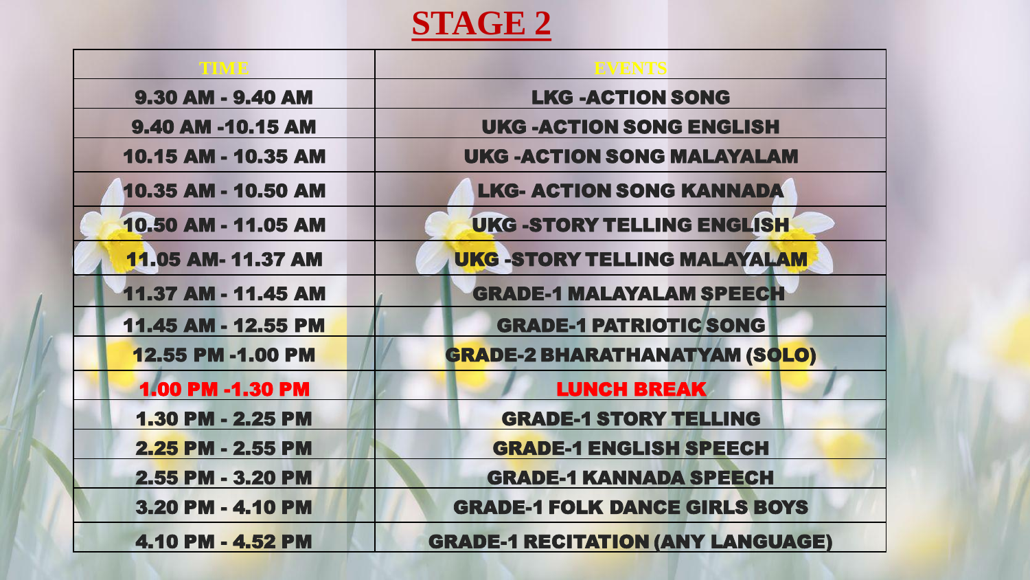# STAGE 2

| TIME | EVENTS |
|---|---|
| 9.30 AM - 9.40 AM | LKG -ACTION SONG |
| 9.40 AM -10.15 AM | UKG -ACTION SONG ENGLISH |
| 10.15 AM - 10.35 AM | UKG -ACTION SONG MALAYALAM |
| 10.35 AM - 10.50 AM | LKG- ACTION SONG KANNADA |
| 10.50 AM - 11.05 AM | UKG -STORY TELLING ENGLISH |
| 11.05 AM- 11.37 AM | UKG -STORY TELLING MALAYALAM |
| 11.37 AM - 11.45 AM | GRADE-1 MALAYALAM SPEECH |
| 11.45 AM - 12.55 PM | GRADE-1 PATRIOTIC SONG |
| 12.55 PM -1.00 PM | GRADE-2 BHARATHANATYAM (SOLO) |
| 1.00 PM -1.30 PM | LUNCH BREAK |
| 1.30 PM - 2.25 PM | GRADE-1 STORY TELLING |
| 2.25 PM - 2.55 PM | GRADE-1 ENGLISH SPEECH |
| 2.55 PM - 3.20 PM | GRADE-1 KANNADA SPEECH |
| 3.20 PM - 4.10 PM | GRADE-1 FOLK DANCE GIRLS BOYS |
| 4.10 PM - 4.52 PM | GRADE-1 RECITATION (ANY LANGUAGE) |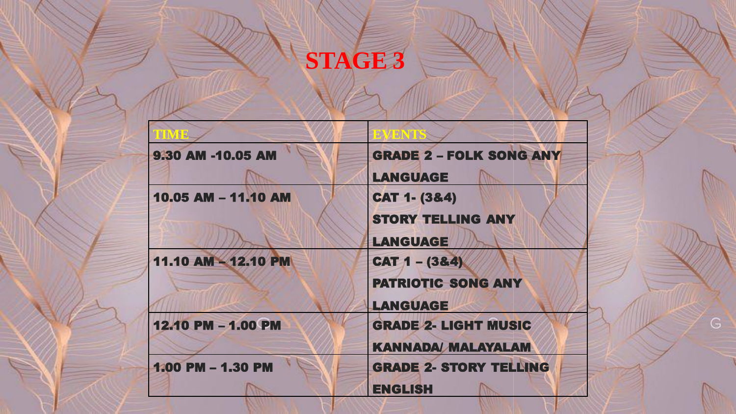# STAGE 3

| TIME | EVENTS |
|---|---|
| 9.30 AM -10.05 AM | GRADE 2 – FOLK SONG ANY LANGUAGE |
| 10.05 AM – 11.10 AM | CAT 1- (3&4) STORY TELLING ANY LANGUAGE |
| 11.10 AM – 12.10 PM | CAT 1 – (3&4) PATRIOTIC SONG ANY LANGUAGE |
| 12.10 PM – 1.00 PM | GRADE 2- LIGHT MUSIC KANNADA/ MALAYALAM |
| 1.00 PM – 1.30 PM | GRADE 2- STORY TELLING ENGLISH |